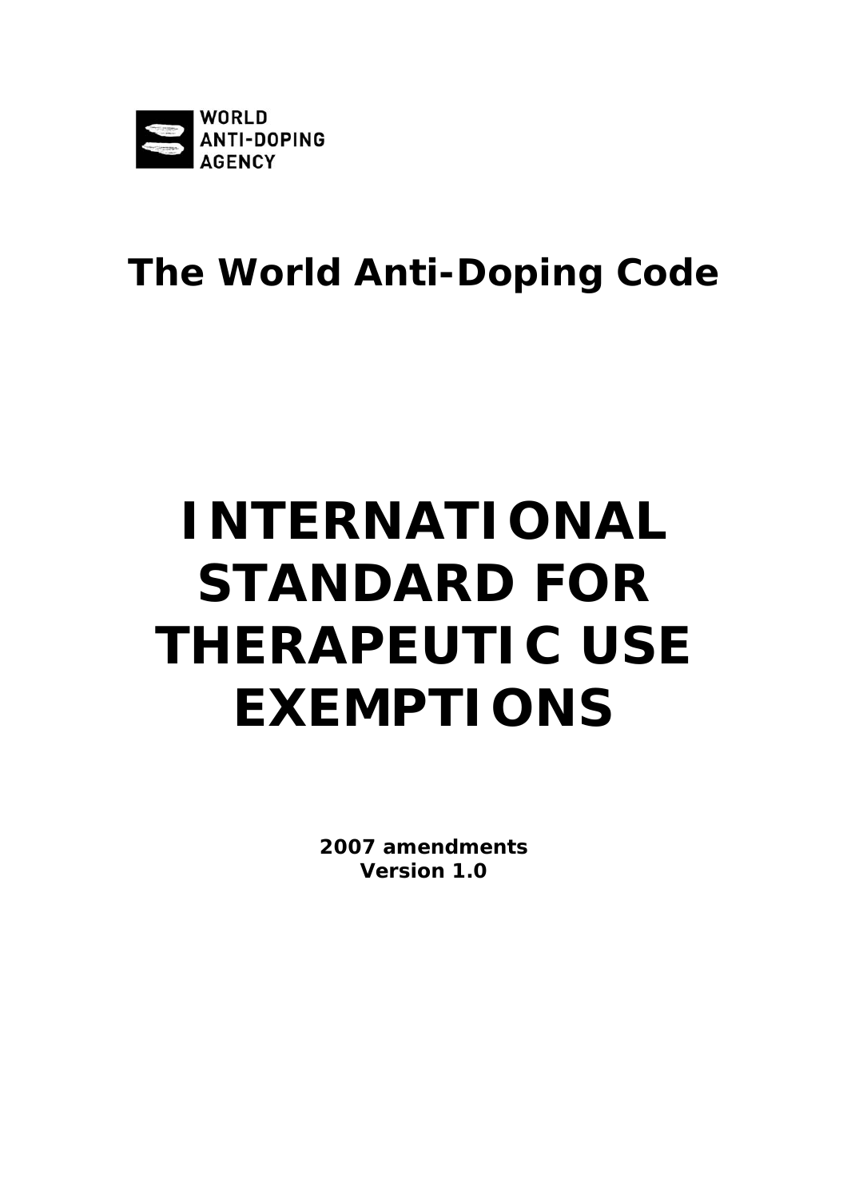WORLD ANTI-DOPING AGENCY

## The World Anti-Doping Code

# INTERNATIONAL STANDARD FOR THERAPEUTIC USE EXEMPTIONS

**2007 amendments**
**Version 1.0**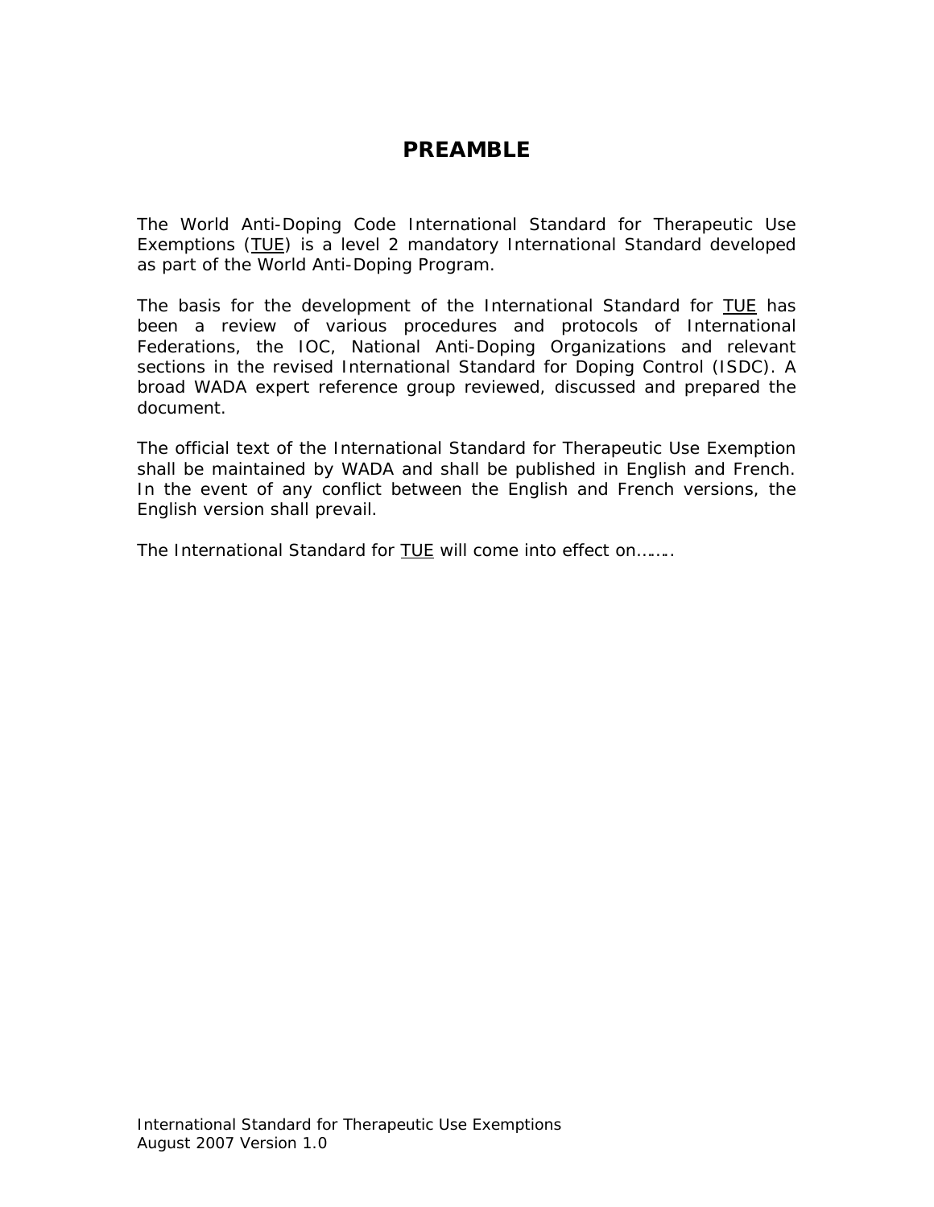# PREAMBLE

The World Anti-Doping Code International Standard for Therapeutic Use Exemptions (TUE) is a level 2 mandatory International Standard developed as part of the World Anti-Doping Program.

The basis for the development of the International Standard for TUE has been a review of various procedures and protocols of International Federations, the IOC, National Anti-Doping Organizations and relevant sections in the revised International Standard for Doping Control (ISDC). A broad WADA expert reference group reviewed, discussed and prepared the document.

The official text of the International Standard for Therapeutic Use Exemption shall be maintained by WADA and shall be published in English and French. In the event of any conflict between the English and French versions, the English version shall prevail.

The International Standard for TUE will come into effect on……..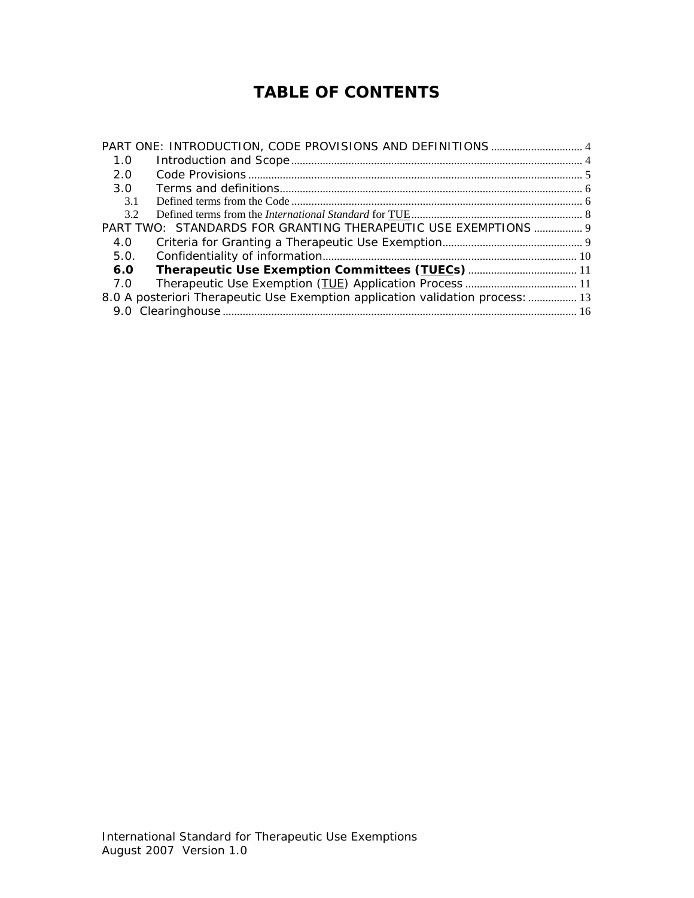# TABLE OF CONTENTS

PART ONE: INTRODUCTION, CODE PROVISIONS AND DEFINITIONS ................................ 4

- 1.0 Introduction and Scope ................................................................................................ 4
- 2.0 Code Provisions ................................................................................................................ 5
- 3.0 Terms and definitions ....................................................................................................... 6
  - 3.1 Defined terms from the Code ....................................................................................... 6
  - 3.2 Defined terms from the *International Standard* for TUE ............................................ 8

PART TWO: STANDARDS FOR GRANTING THERAPEUTIC USE EXEMPTIONS ................. 9

- 4.0 Criteria for Granting a Therapeutic Use Exemption ................................................. 9
- 5.0. Confidentiality of information ..................................................................................... 10
- **6.0 Therapeutic Use Exemption Committees (TUECs)** ................................................. 11
- 7.0 Therapeutic Use Exemption (TUE) Application Process ............................................ 11

8.0 A posteriori Therapeutic Use Exemption application validation process: ................. 13

- 9.0 Clearinghouse ................................................................................................................... 16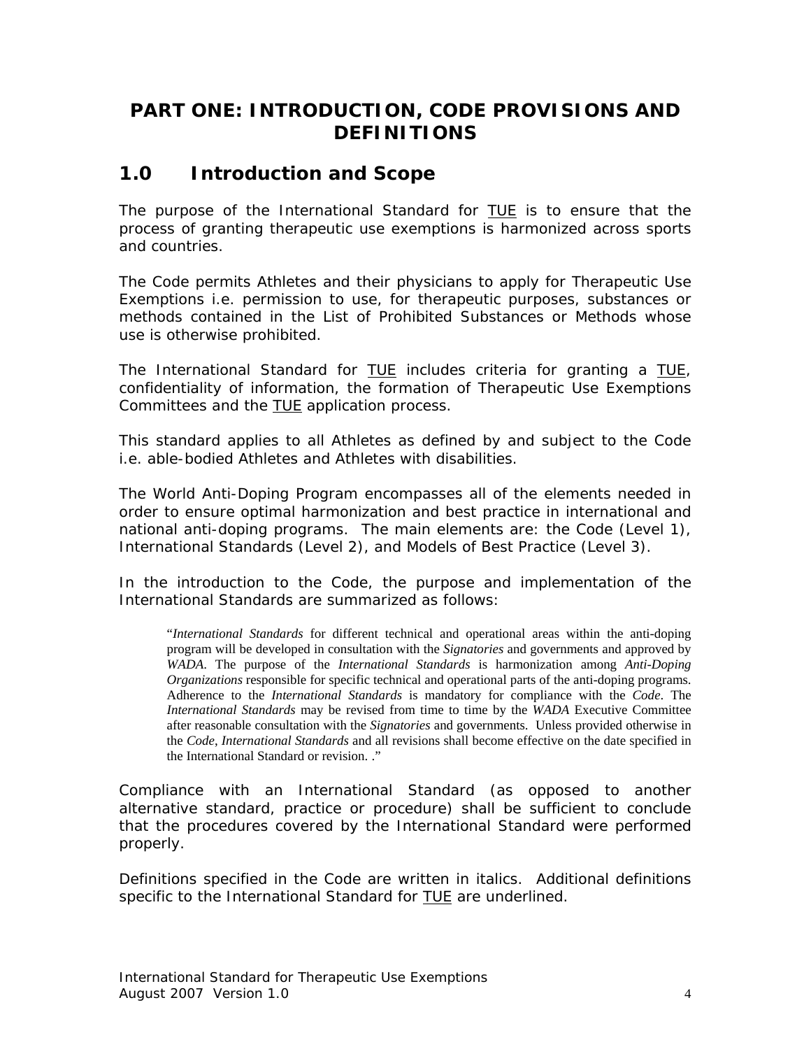# PART ONE: INTRODUCTION, CODE PROVISIONS AND DEFINITIONS

## 1.0 Introduction and Scope

The purpose of the International Standard for <u>TUE</u> is to ensure that the process of granting therapeutic use exemptions is harmonized across sports and countries.

The Code permits Athletes and their physicians to apply for Therapeutic Use Exemptions i.e. permission to use, for therapeutic purposes, substances or methods contained in the List of Prohibited Substances or Methods whose use is otherwise prohibited.

The International Standard for <u>TUE</u> includes criteria for granting a <u>TUE</u>, confidentiality of information, the formation of Therapeutic Use Exemptions Committees and the <u>TUE</u> application process.

This standard applies to all Athletes as defined by and subject to the Code i.e. able-bodied Athletes and Athletes with disabilities.

The World Anti-Doping Program encompasses all of the elements needed in order to ensure optimal harmonization and best practice in international and national anti-doping programs. The main elements are: the Code (Level 1), International Standards (Level 2), and Models of Best Practice (Level 3).

In the introduction to the Code, the purpose and implementation of the International Standards are summarized as follows:

> "*International Standards* for different technical and operational areas within the anti-doping program will be developed in consultation with the *Signatories* and governments and approved by *WADA*. The purpose of the *International Standards* is harmonization among *Anti-Doping Organizations* responsible for specific technical and operational parts of the anti-doping programs. Adherence to the *International Standards* is mandatory for compliance with the *Code*. The *International Standards* may be revised from time to time by the *WADA* Executive Committee after reasonable consultation with the *Signatories* and governments. Unless provided otherwise in the *Code*, *International Standards* and all revisions shall become effective on the date specified in the International Standard or revision. ."

Compliance with an International Standard (as opposed to another alternative standard, practice or procedure) shall be sufficient to conclude that the procedures covered by the International Standard were performed properly.

Definitions specified in the Code are written in italics. Additional definitions specific to the International Standard for <u>TUE</u> are underlined.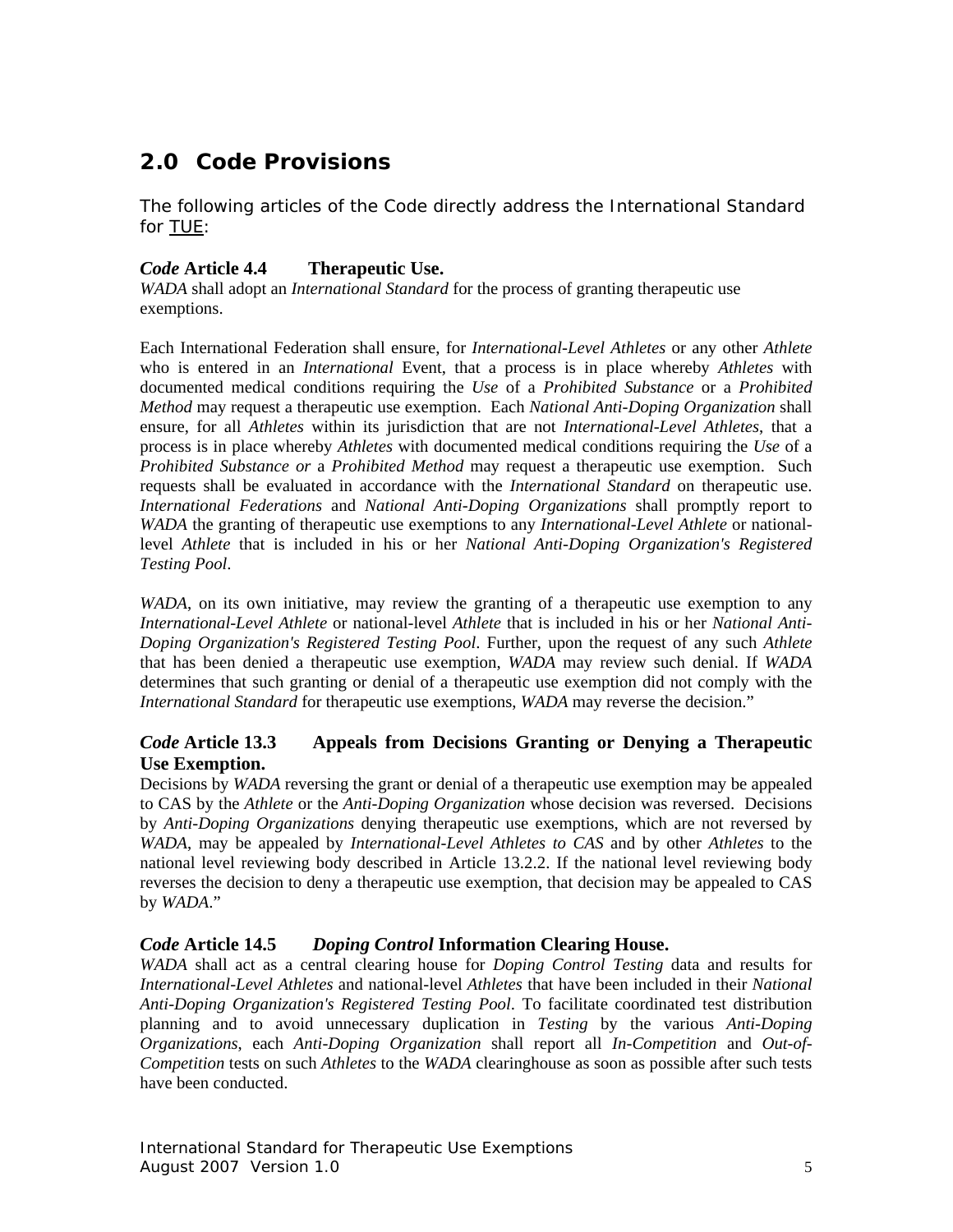## 2.0 Code Provisions

The following articles of the Code directly address the International Standard for TUE:

### *Code* Article 4.4 Therapeutic Use.

*WADA* shall adopt an *International Standard* for the process of granting therapeutic use exemptions.

Each International Federation shall ensure, for *International-Level Athletes* or any other *Athlete* who is entered in an *International* Event, that a process is in place whereby *Athletes* with documented medical conditions requiring the *Use* of a *Prohibited Substance* or a *Prohibited Method* may request a therapeutic use exemption. Each *National Anti-Doping Organization* shall ensure, for all *Athletes* within its jurisdiction that are not *International-Level Athletes*, that a process is in place whereby *Athletes* with documented medical conditions requiring the *Use* of a *Prohibited Substance or* a *Prohibited Method* may request a therapeutic use exemption. Such requests shall be evaluated in accordance with the *International Standard* on therapeutic use. *International Federations* and *National Anti-Doping Organizations* shall promptly report to *WADA* the granting of therapeutic use exemptions to any *International-Level Athlete* or national-level *Athlete* that is included in his or her *National Anti-Doping Organization's Registered Testing Pool*.

*WADA*, on its own initiative, may review the granting of a therapeutic use exemption to any *International-Level Athlete* or national-level *Athlete* that is included in his or her *National Anti-Doping Organization's Registered Testing Pool*. Further, upon the request of any such *Athlete* that has been denied a therapeutic use exemption, *WADA* may review such denial. If *WADA* determines that such granting or denial of a therapeutic use exemption did not comply with the *International Standard* for therapeutic use exemptions, *WADA* may reverse the decision."

### *Code* Article 13.3 Appeals from Decisions Granting or Denying a Therapeutic Use Exemption.

Decisions by *WADA* reversing the grant or denial of a therapeutic use exemption may be appealed to CAS by the *Athlete* or the *Anti-Doping Organization* whose decision was reversed. Decisions by *Anti-Doping Organizations* denying therapeutic use exemptions, which are not reversed by *WADA*, may be appealed by *International-Level Athletes to CAS* and by other *Athletes* to the national level reviewing body described in Article 13.2.2. If the national level reviewing body reverses the decision to deny a therapeutic use exemption, that decision may be appealed to CAS by *WADA*."

### *Code* Article 14.5 *Doping Control* Information Clearing House.

*WADA* shall act as a central clearing house for *Doping Control Testing* data and results for *International-Level Athletes* and national-level *Athletes* that have been included in their *National Anti-Doping Organization's Registered Testing Pool*. To facilitate coordinated test distribution planning and to avoid unnecessary duplication in *Testing* by the various *Anti-Doping Organizations*, each *Anti-Doping Organization* shall report all *In-Competition* and *Out-of-Competition* tests on such *Athletes* to the *WADA* clearinghouse as soon as possible after such tests have been conducted.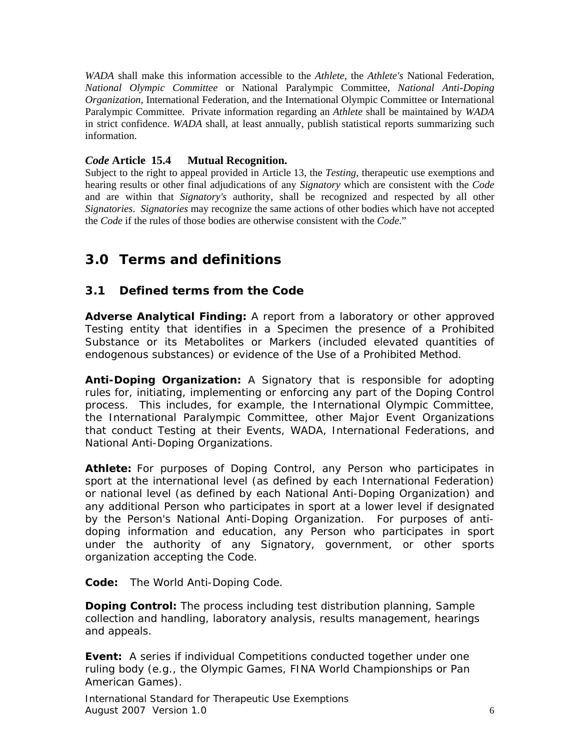*WADA* shall make this information accessible to the *Athlete*, the *Athlete's* National Federation, *National Olympic Committee* or National Paralympic Committee, *National Anti-Doping Organization*, International Federation, and the International Olympic Committee or International Paralympic Committee. Private information regarding an *Athlete* shall be maintained by *WADA* in strict confidence. *WADA* shall, at least annually, publish statistical reports summarizing such information.

***Code* Article 15.4 Mutual Recognition.**

Subject to the right to appeal provided in Article 13, the *Testing*, therapeutic use exemptions and hearing results or other final adjudications of any *Signatory* which are consistent with the *Code* and are within that *Signatory's* authority, shall be recognized and respected by all other *Signatories*. *Signatories* may recognize the same actions of other bodies which have not accepted the *Code* if the rules of those bodies are otherwise consistent with the *Code*."

# 3.0 Terms and definitions

## 3.1 Defined terms from the Code

**Adverse Analytical Finding:** A report from a laboratory or other approved Testing entity that identifies in a Specimen the presence of a Prohibited Substance or its Metabolites or Markers (included elevated quantities of endogenous substances) or evidence of the Use of a Prohibited Method.

**Anti-Doping Organization:** A Signatory that is responsible for adopting rules for, initiating, implementing or enforcing any part of the Doping Control process. This includes, for example, the International Olympic Committee, the International Paralympic Committee, other Major Event Organizations that conduct Testing at their Events, WADA, International Federations, and National Anti-Doping Organizations.

**Athlete:** For purposes of Doping Control, any Person who participates in sport at the international level (as defined by each International Federation) or national level (as defined by each National Anti-Doping Organization) and any additional Person who participates in sport at a lower level if designated by the Person's National Anti-Doping Organization. For purposes of anti-doping information and education, any Person who participates in sport under the authority of any Signatory, government, or other sports organization accepting the Code.

**Code:** The World Anti-Doping Code.

**Doping Control:** The process including test distribution planning, Sample collection and handling, laboratory analysis, results management, hearings and appeals.

**Event:** A series if individual Competitions conducted together under one ruling body (e.g., the Olympic Games, FINA World Championships or Pan American Games).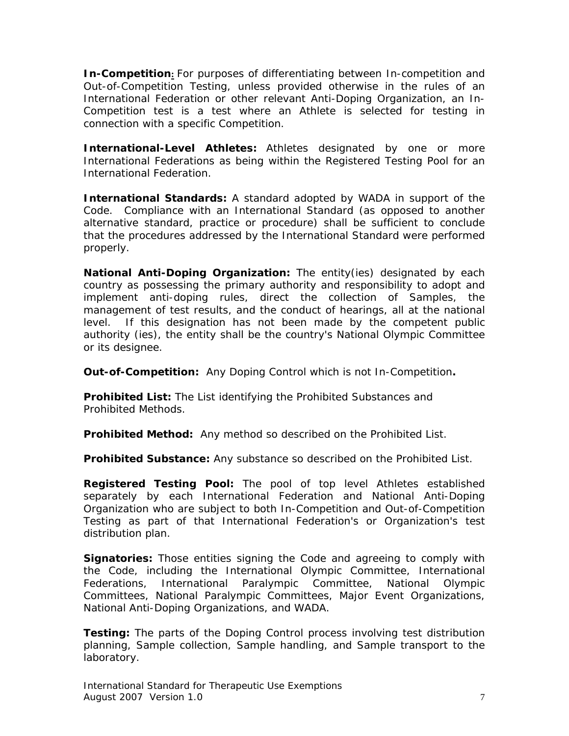**In-Competition**: For purposes of differentiating between In-competition and Out-of-Competition Testing, unless provided otherwise in the rules of an International Federation or other relevant Anti-Doping Organization, an In-Competition test is a test where an Athlete is selected for testing in connection with a specific Competition.

**International-Level Athletes:** Athletes designated by one or more International Federations as being within the Registered Testing Pool for an International Federation.

**International Standards:** A standard adopted by WADA in support of the Code. Compliance with an International Standard (as opposed to another alternative standard, practice or procedure) shall be sufficient to conclude that the procedures addressed by the International Standard were performed properly.

**National Anti-Doping Organization:** The entity(ies) designated by each country as possessing the primary authority and responsibility to adopt and implement anti-doping rules, direct the collection of Samples, the management of test results, and the conduct of hearings, all at the national level. If this designation has not been made by the competent public authority (ies), the entity shall be the country's National Olympic Committee or its designee.

**Out-of-Competition:** Any Doping Control which is not In-Competition**.**

**Prohibited List:** The List identifying the Prohibited Substances and Prohibited Methods.

**Prohibited Method:** Any method so described on the Prohibited List.

**Prohibited Substance:** Any substance so described on the Prohibited List.

**Registered Testing Pool:** The pool of top level Athletes established separately by each International Federation and National Anti-Doping Organization who are subject to both In-Competition and Out-of-Competition Testing as part of that International Federation's or Organization's test distribution plan.

**Signatories:** Those entities signing the Code and agreeing to comply with the Code, including the International Olympic Committee, International Federations, International Paralympic Committee, National Olympic Committees, National Paralympic Committees, Major Event Organizations, National Anti-Doping Organizations, and WADA.

**Testing:** The parts of the Doping Control process involving test distribution planning, Sample collection, Sample handling, and Sample transport to the laboratory.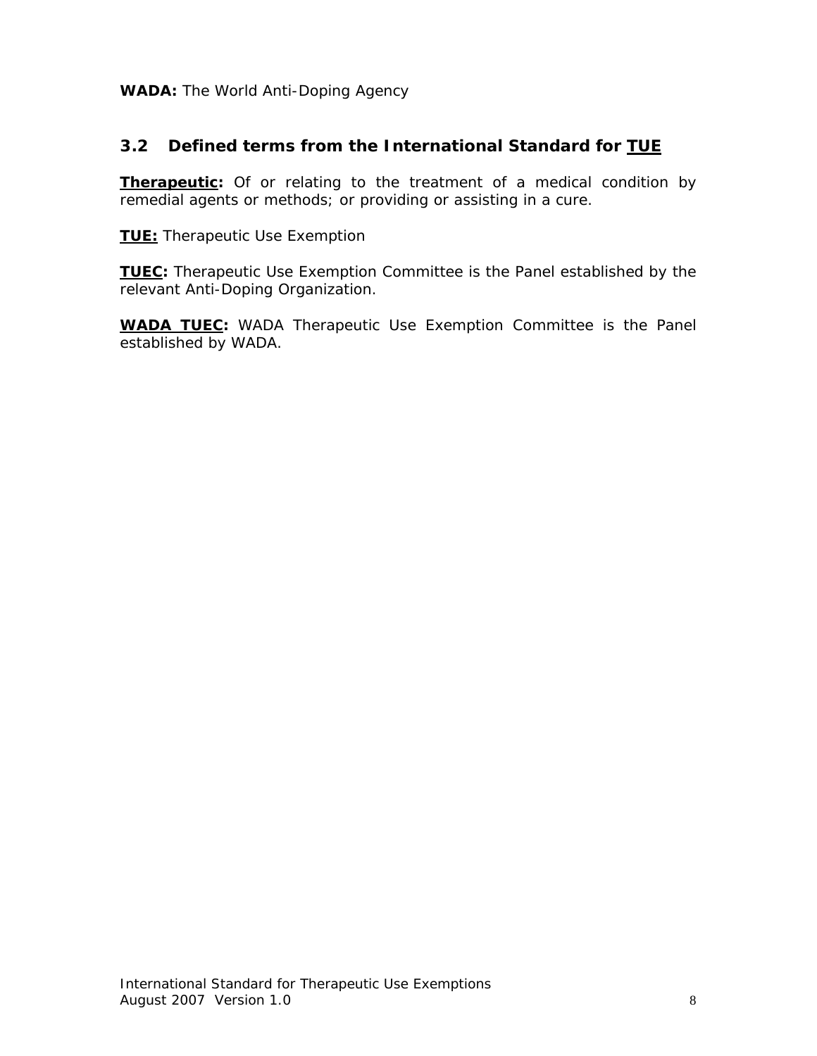**WADA:** The World Anti-Doping Agency

## 3.2 Defined terms from the International Standard for TUE

**Therapeutic:** Of or relating to the treatment of a medical condition by remedial agents or methods; or providing or assisting in a cure.

**TUE:** Therapeutic Use Exemption

**TUEC:** Therapeutic Use Exemption Committee is the Panel established by the relevant Anti-Doping Organization.

**WADA TUEC:** WADA Therapeutic Use Exemption Committee is the Panel established by WADA.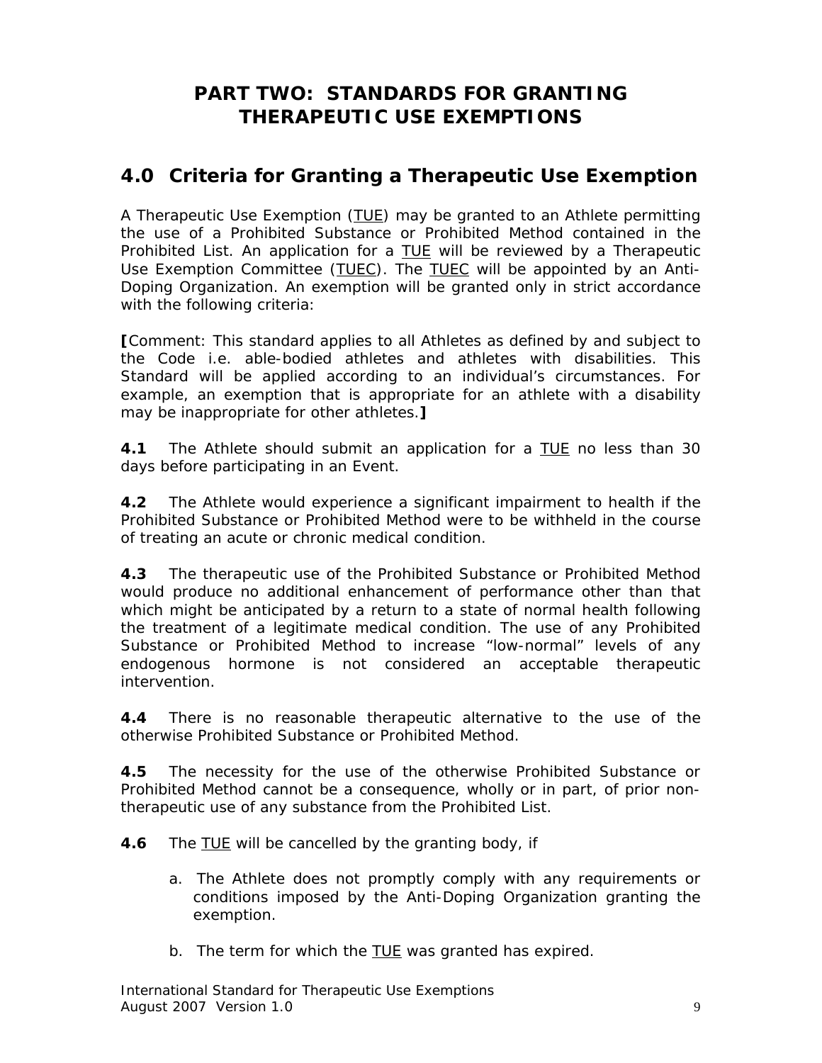# PART TWO: STANDARDS FOR GRANTING THERAPEUTIC USE EXEMPTIONS

## 4.0 Criteria for Granting a Therapeutic Use Exemption

A Therapeutic Use Exemption (TUE) may be granted to an Athlete permitting the use of a Prohibited Substance or Prohibited Method contained in the Prohibited List. An application for a TUE will be reviewed by a Therapeutic Use Exemption Committee (TUEC). The TUEC will be appointed by an Anti-Doping Organization. An exemption will be granted only in strict accordance with the following criteria:

**[**Comment: This standard applies to all Athletes as defined by and subject to the Code i.e. able-bodied athletes and athletes with disabilities. This Standard will be applied according to an individual's circumstances. For example, an exemption that is appropriate for an athlete with a disability may be inappropriate for other athletes.**]**

**4.1** The Athlete should submit an application for a TUE no less than 30 days before participating in an Event.

**4.2** The Athlete would experience a significant impairment to health if the Prohibited Substance or Prohibited Method were to be withheld in the course of treating an acute or chronic medical condition.

**4.3** The therapeutic use of the Prohibited Substance or Prohibited Method would produce no additional enhancement of performance other than that which might be anticipated by a return to a state of normal health following the treatment of a legitimate medical condition. The use of any Prohibited Substance or Prohibited Method to increase "low-normal" levels of any endogenous hormone is not considered an acceptable therapeutic intervention.

**4.4** There is no reasonable therapeutic alternative to the use of the otherwise Prohibited Substance or Prohibited Method.

**4.5** The necessity for the use of the otherwise Prohibited Substance or Prohibited Method cannot be a consequence, wholly or in part, of prior non-therapeutic use of any substance from the Prohibited List.

**4.6** The TUE will be cancelled by the granting body, if

a. The Athlete does not promptly comply with any requirements or conditions imposed by the Anti-Doping Organization granting the exemption.

b. The term for which the TUE was granted has expired.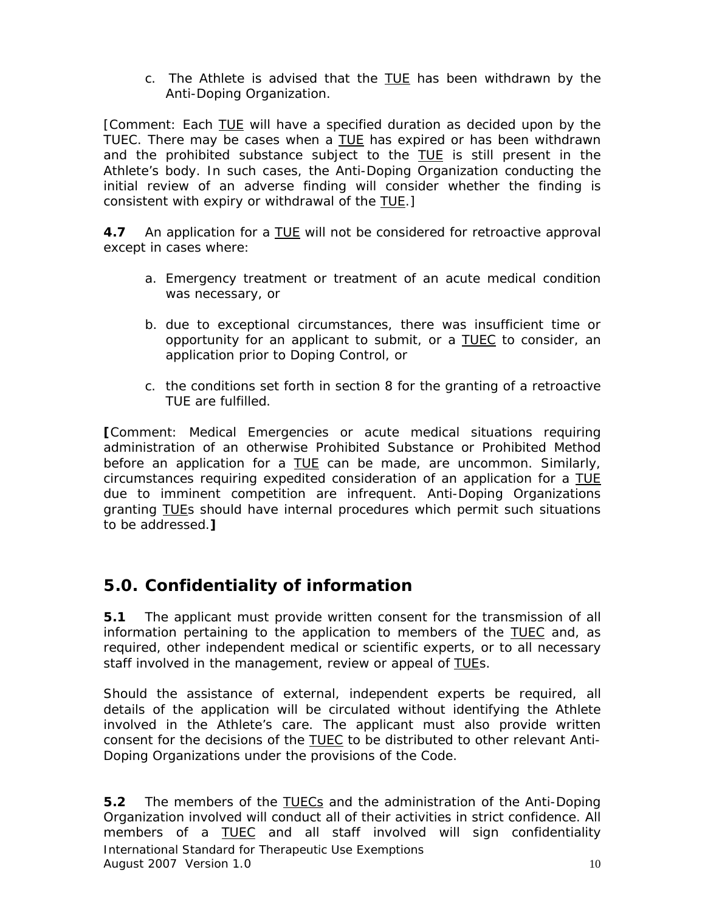c. The Athlete is advised that the TUE has been withdrawn by the Anti-Doping Organization.

[Comment: Each TUE will have a specified duration as decided upon by the TUEC. There may be cases when a TUE has expired or has been withdrawn and the prohibited substance subject to the TUE is still present in the Athlete's body. In such cases, the Anti-Doping Organization conducting the initial review of an adverse finding will consider whether the finding is consistent with expiry or withdrawal of the TUE.]

**4.7** An application for a TUE will not be considered for retroactive approval except in cases where:

a. Emergency treatment or treatment of an acute medical condition was necessary, or

b. due to exceptional circumstances, there was insufficient time or opportunity for an applicant to submit, or a TUEC to consider, an application prior to Doping Control, or

c. the conditions set forth in section 8 for the granting of a retroactive TUE are fulfilled.

**[**Comment: Medical Emergencies or acute medical situations requiring administration of an otherwise Prohibited Substance or Prohibited Method before an application for a TUE can be made, are uncommon. Similarly, circumstances requiring expedited consideration of an application for a TUE due to imminent competition are infrequent. Anti-Doping Organizations granting TUEs should have internal procedures which permit such situations to be addressed.**]**

## 5.0. Confidentiality of information

**5.1** The applicant must provide written consent for the transmission of all information pertaining to the application to members of the TUEC and, as required, other independent medical or scientific experts, or to all necessary staff involved in the management, review or appeal of TUEs.

Should the assistance of external, independent experts be required, all details of the application will be circulated without identifying the Athlete involved in the Athlete's care. The applicant must also provide written consent for the decisions of the TUEC to be distributed to other relevant Anti-Doping Organizations under the provisions of the Code.

**5.2** The members of the TUECs and the administration of the Anti-Doping Organization involved will conduct all of their activities in strict confidence. All members of a TUEC and all staff involved will sign confidentiality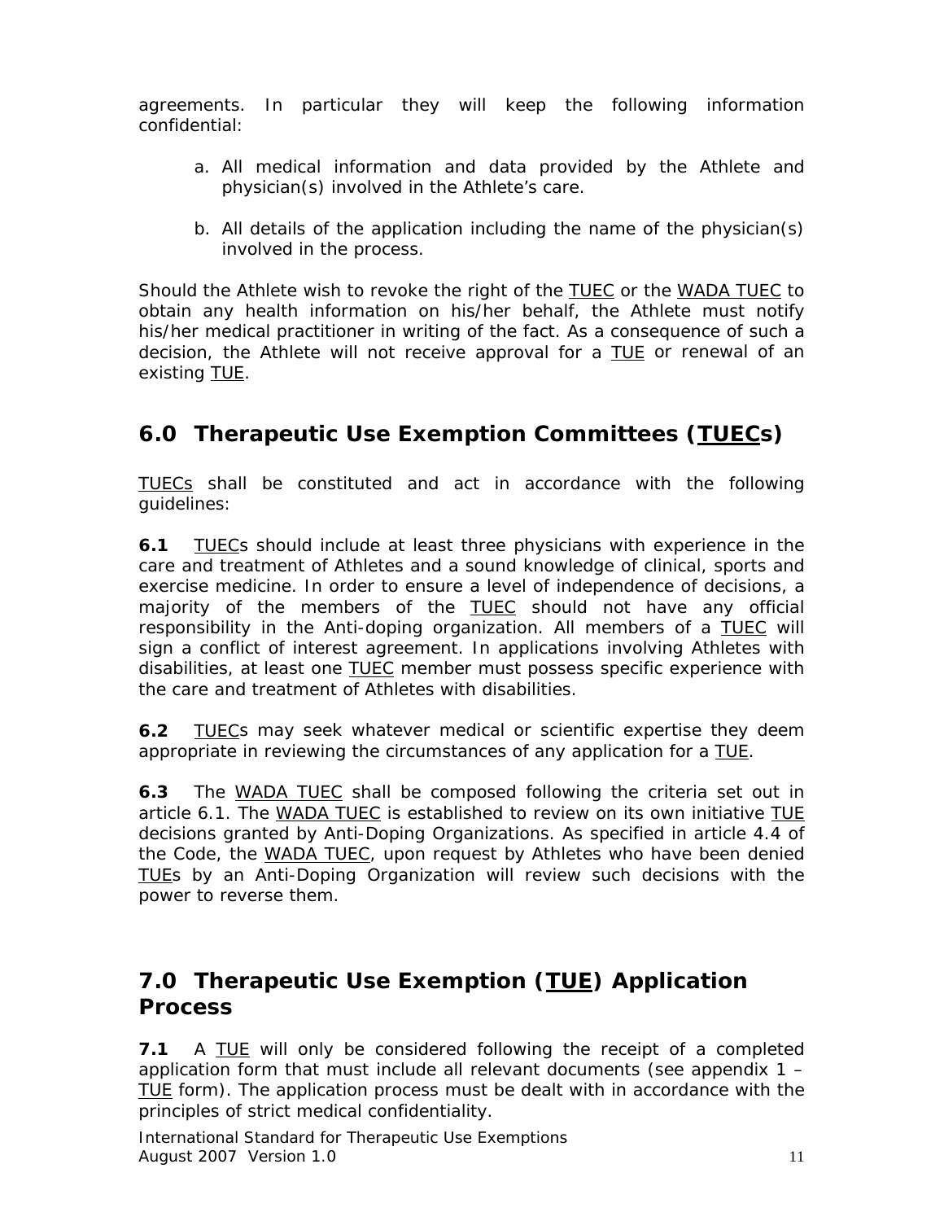agreements. In particular they will keep the following information confidential:

a. All medical information and data provided by the Athlete and physician(s) involved in the Athlete's care.

b. All details of the application including the name of the physician(s) involved in the process.

Should the Athlete wish to revoke the right of the TUEC or the WADA TUEC to obtain any health information on his/her behalf, the Athlete must notify his/her medical practitioner in writing of the fact. As a consequence of such a decision, the Athlete will not receive approval for a TUE or renewal of an existing TUE.

## 6.0 Therapeutic Use Exemption Committees (TUECs)

TUECs shall be constituted and act in accordance with the following guidelines:

**6.1** TUECs should include at least three physicians with experience in the care and treatment of Athletes and a sound knowledge of clinical, sports and exercise medicine. In order to ensure a level of independence of decisions, a majority of the members of the TUEC should not have any official responsibility in the Anti-doping organization. All members of a TUEC will sign a conflict of interest agreement. In applications involving Athletes with disabilities, at least one TUEC member must possess specific experience with the care and treatment of Athletes with disabilities.

**6.2** TUECs may seek whatever medical or scientific expertise they deem appropriate in reviewing the circumstances of any application for a TUE.

**6.3** The WADA TUEC shall be composed following the criteria set out in article 6.1. The WADA TUEC is established to review on its own initiative TUE decisions granted by Anti-Doping Organizations. As specified in article 4.4 of the Code, the WADA TUEC, upon request by Athletes who have been denied TUEs by an Anti-Doping Organization will review such decisions with the power to reverse them.

## 7.0 Therapeutic Use Exemption (TUE) Application Process

**7.1** A TUE will only be considered following the receipt of a completed application form that must include all relevant documents (see appendix 1 – TUE form). The application process must be dealt with in accordance with the principles of strict medical confidentiality.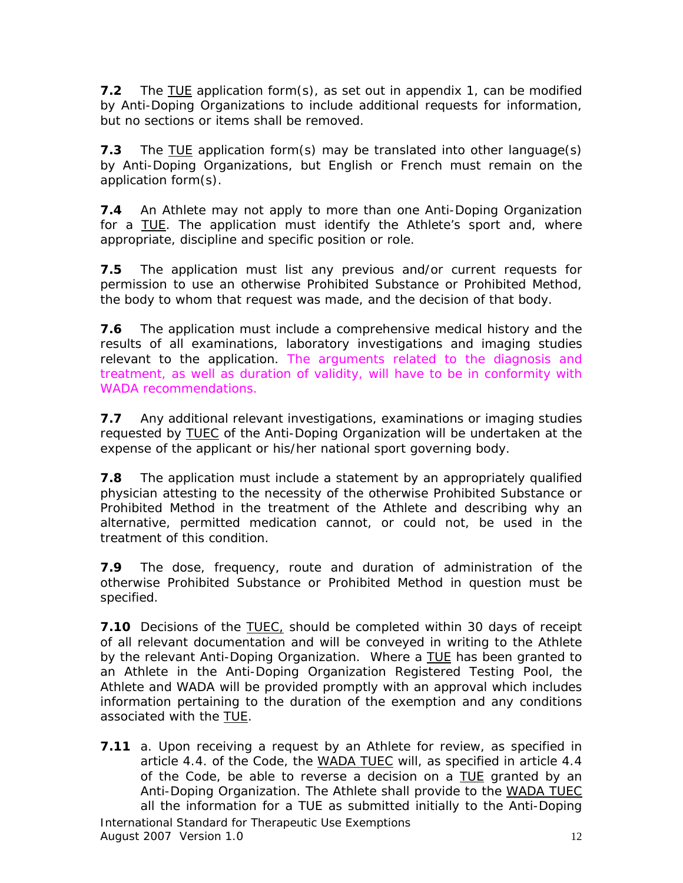**7.2** The TUE application form(s), as set out in appendix 1, can be modified by Anti-Doping Organizations to include additional requests for information, but no sections or items shall be removed.

**7.3** The TUE application form(s) may be translated into other language(s) by Anti-Doping Organizations, but English or French must remain on the application form(s).

**7.4** An Athlete may not apply to more than one Anti-Doping Organization for a TUE. The application must identify the Athlete's sport and, where appropriate, discipline and specific position or role.

**7.5** The application must list any previous and/or current requests for permission to use an otherwise Prohibited Substance or Prohibited Method, the body to whom that request was made, and the decision of that body.

**7.6** The application must include a comprehensive medical history and the results of all examinations, laboratory investigations and imaging studies relevant to the application. The arguments related to the diagnosis and treatment, as well as duration of validity, will have to be in conformity with WADA recommendations.

**7.7** Any additional relevant investigations, examinations or imaging studies requested by TUEC of the Anti-Doping Organization will be undertaken at the expense of the applicant or his/her national sport governing body.

**7.8** The application must include a statement by an appropriately qualified physician attesting to the necessity of the otherwise Prohibited Substance or Prohibited Method in the treatment of the Athlete and describing why an alternative, permitted medication cannot, or could not, be used in the treatment of this condition.

**7.9** The dose, frequency, route and duration of administration of the otherwise Prohibited Substance or Prohibited Method in question must be specified.

**7.10** Decisions of the TUEC, should be completed within 30 days of receipt of all relevant documentation and will be conveyed in writing to the Athlete by the relevant Anti-Doping Organization. Where a TUE has been granted to an Athlete in the Anti-Doping Organization Registered Testing Pool, the Athlete and WADA will be provided promptly with an approval which includes information pertaining to the duration of the exemption and any conditions associated with the TUE.

**7.11** a. Upon receiving a request by an Athlete for review, as specified in article 4.4. of the Code, the WADA TUEC will, as specified in article 4.4 of the Code, be able to reverse a decision on a TUE granted by an Anti-Doping Organization. The Athlete shall provide to the WADA TUEC all the information for a TUE as submitted initially to the Anti-Doping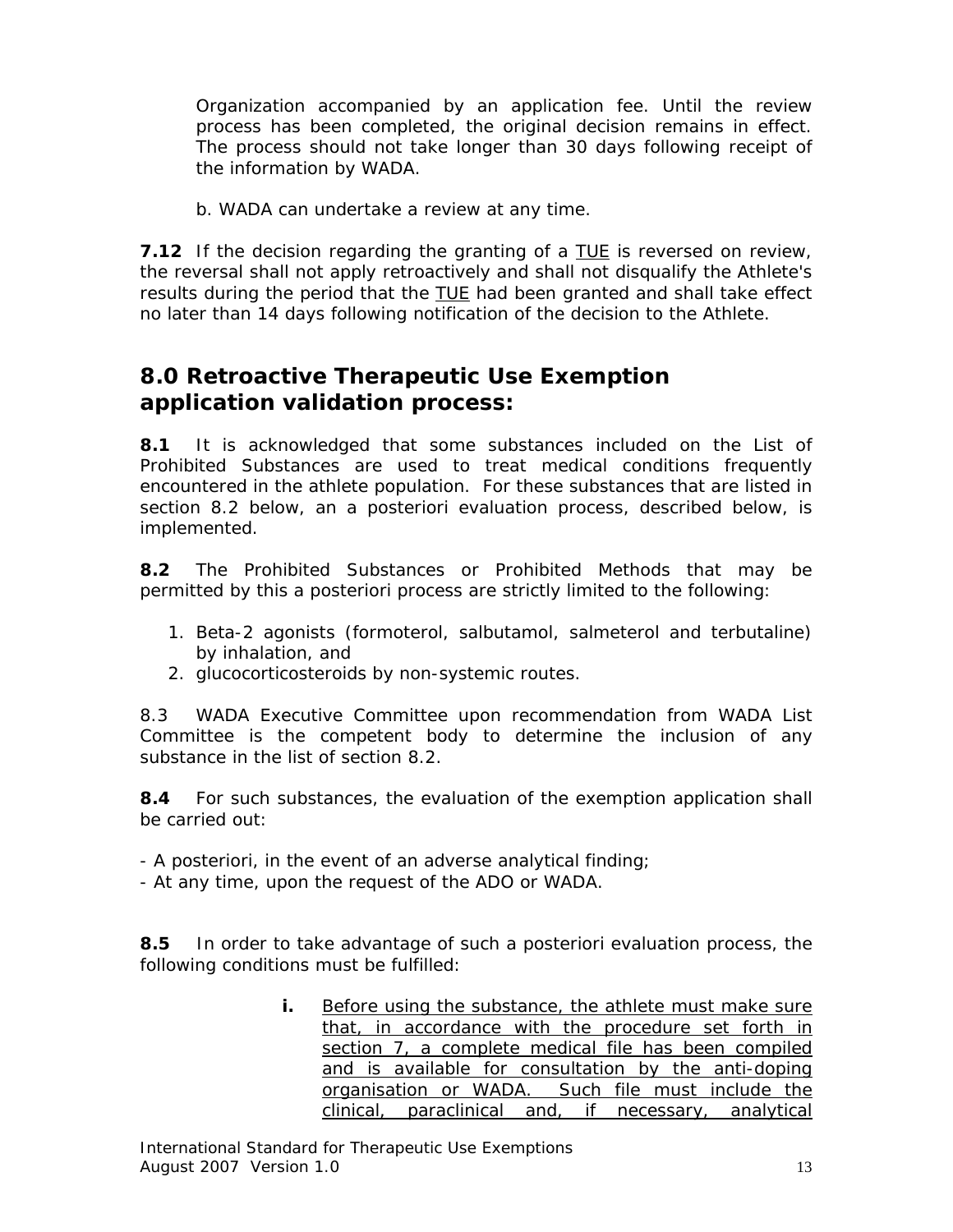Organization accompanied by an application fee. Until the review process has been completed, the original decision remains in effect. The process should not take longer than 30 days following receipt of the information by WADA.

b. WADA can undertake a review at any time.

**7.12** If the decision regarding the granting of a TUE is reversed on review, the reversal shall not apply retroactively and shall not disqualify the Athlete's results during the period that the TUE had been granted and shall take effect no later than 14 days following notification of the decision to the Athlete.

## 8.0 Retroactive Therapeutic Use Exemption application validation process:

**8.1** It is acknowledged that some substances included on the List of Prohibited Substances are used to treat medical conditions frequently encountered in the athlete population. For these substances that are listed in section 8.2 below, an a posteriori evaluation process, described below, is implemented.

**8.2** The Prohibited Substances or Prohibited Methods that may be permitted by this a posteriori process are strictly limited to the following:

1. Beta-2 agonists (formoterol, salbutamol, salmeterol and terbutaline) by inhalation, and
2. glucocorticosteroids by non-systemic routes.

8.3 WADA Executive Committee upon recommendation from WADA List Committee is the competent body to determine the inclusion of any substance in the list of section 8.2.

**8.4** For such substances, the evaluation of the exemption application shall be carried out:

- A posteriori, in the event of an adverse analytical finding;
- At any time, upon the request of the ADO or WADA.

**8.5** In order to take advantage of such a posteriori evaluation process, the following conditions must be fulfilled:

**i.** Before using the substance, the athlete must make sure that, in accordance with the procedure set forth in section 7, a complete medical file has been compiled and is available for consultation by the anti-doping organisation or WADA. Such file must include the clinical, paraclinical and, if necessary, analytical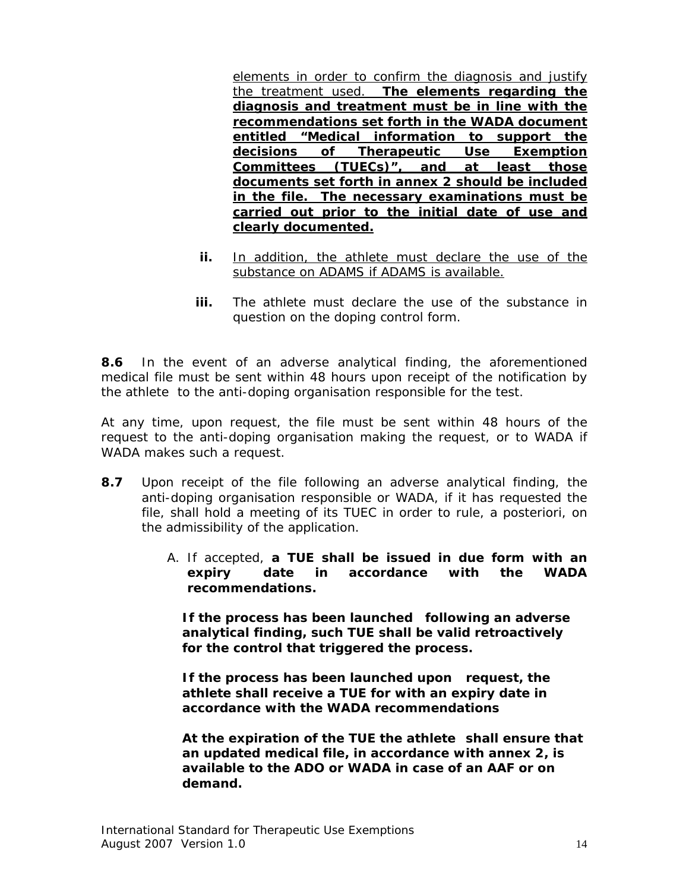elements in order to confirm the diagnosis and justify the treatment used. **The elements regarding the diagnosis and treatment must be in line with the recommendations set forth in the WADA document entitled "Medical information to support the decisions of Therapeutic Use Exemption Committees (TUECs)", and at least those documents set forth in annex 2 should be included in the file. The necessary examinations must be carried out prior to the initial date of use and clearly documented.**

**ii.** In addition, the athlete must declare the use of the substance on ADAMS if ADAMS is available.

**iii.** The athlete must declare the use of the substance in question on the doping control form.

**8.6** In the event of an adverse analytical finding, the aforementioned medical file must be sent within 48 hours upon receipt of the notification by the athlete to the anti-doping organisation responsible for the test.

At any time, upon request, the file must be sent within 48 hours of the request to the anti-doping organisation making the request, or to WADA if WADA makes such a request.

**8.7** Upon receipt of the file following an adverse analytical finding, the anti-doping organisation responsible or WADA, if it has requested the file, shall hold a meeting of its TUEC in order to rule, a posteriori, on the admissibility of the application.

A. If accepted, **a TUE shall be issued in due form with an expiry date in accordance with the WADA recommendations.**

**If the process has been launched following an adverse analytical finding, such TUE shall be valid retroactively for the control that triggered the process.**

**If the process has been launched upon request, the athlete shall receive a TUE for with an expiry date in accordance with the WADA recommendations**

**At the expiration of the TUE the athlete shall ensure that an updated medical file, in accordance with annex 2, is available to the ADO or WADA in case of an AAF or on demand.**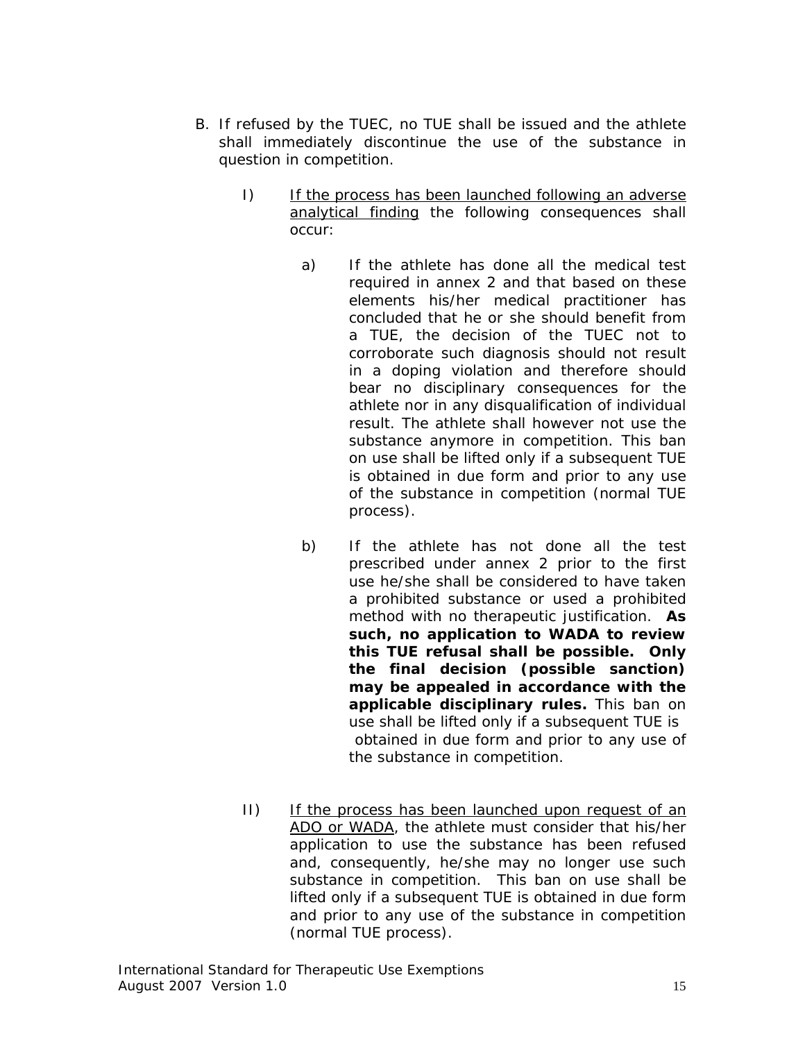B. If refused by the TUEC, no TUE shall be issued and the athlete shall immediately discontinue the use of the substance in question in competition.

   I) <u>If the process has been launched following an adverse analytical finding</u> the following consequences shall occur:

      a) If the athlete has done all the medical test required in annex 2 and that based on these elements his/her medical practitioner has concluded that he or she should benefit from a TUE, the decision of the TUEC not to corroborate such diagnosis should not result in a doping violation and therefore should bear no disciplinary consequences for the athlete nor in any disqualification of individual result. The athlete shall however not use the substance anymore in competition. This ban on use shall be lifted only if a subsequent TUE is obtained in due form and prior to any use of the substance in competition (normal TUE process).

      b) If the athlete has not done all the test prescribed under annex 2 prior to the first use he/she shall be considered to have taken a prohibited substance or used a prohibited method with no therapeutic justification. **As such, no application to WADA to review this TUE refusal shall be possible. Only the final decision (possible sanction) may be appealed in accordance with the applicable disciplinary rules.** This ban on use shall be lifted only if a subsequent TUE is obtained in due form and prior to any use of the substance in competition.

   II) <u>If the process has been launched upon request of an ADO or WADA</u>, the athlete must consider that his/her application to use the substance has been refused and, consequently, he/she may no longer use such substance in competition. This ban on use shall be lifted only if a subsequent TUE is obtained in due form and prior to any use of the substance in competition (normal TUE process).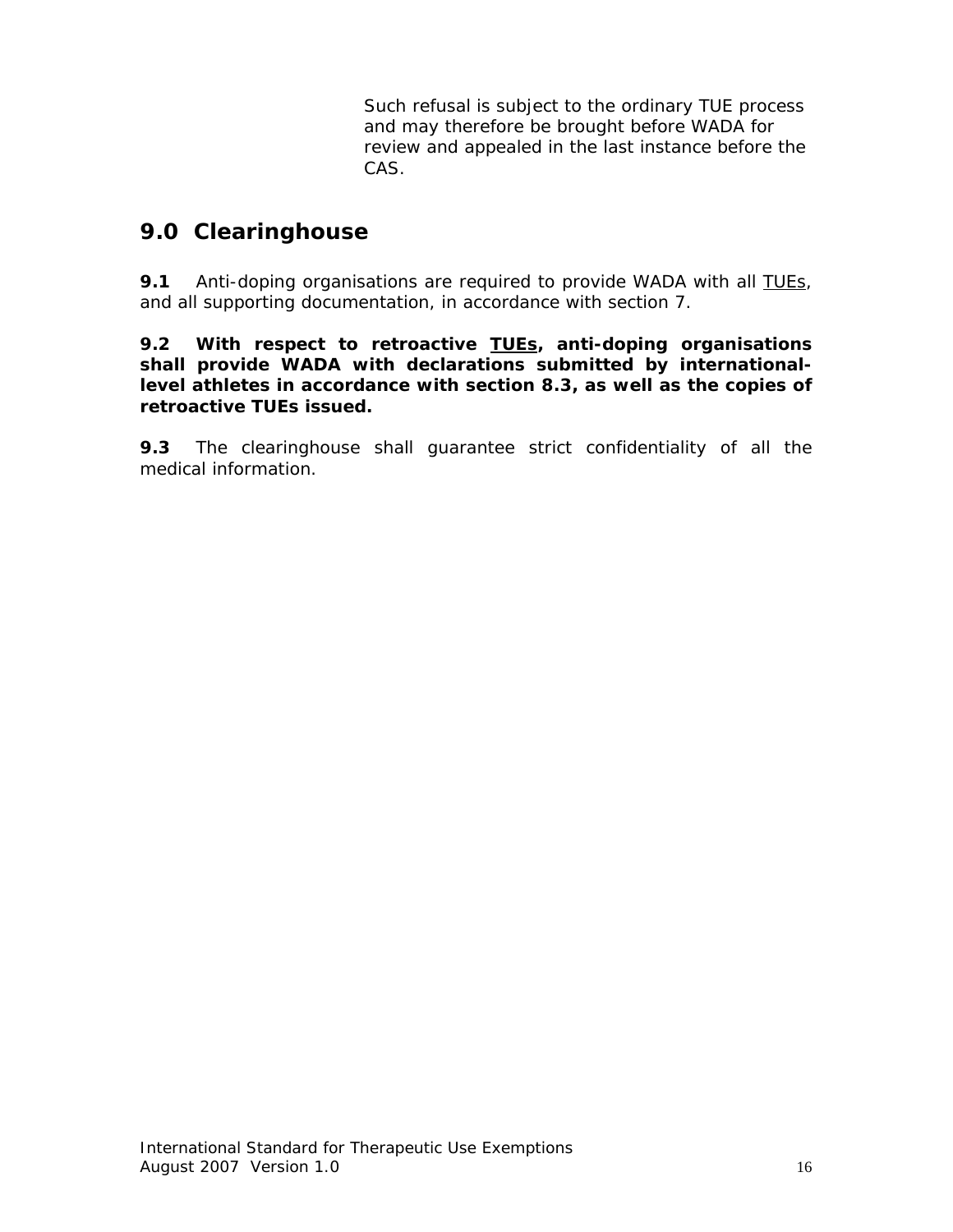Such refusal is subject to the ordinary TUE process and may therefore be brought before WADA for review and appealed in the last instance before the CAS.

## 9.0 Clearinghouse

**9.1** Anti-doping organisations are required to provide WADA with all TUEs, and all supporting documentation, in accordance with section 7.

**9.2 With respect to retroactive TUEs, anti-doping organisations shall provide WADA with declarations submitted by international-level athletes in accordance with section 8.3, as well as the copies of retroactive TUEs issued.**

**9.3** The clearinghouse shall guarantee strict confidentiality of all the medical information.